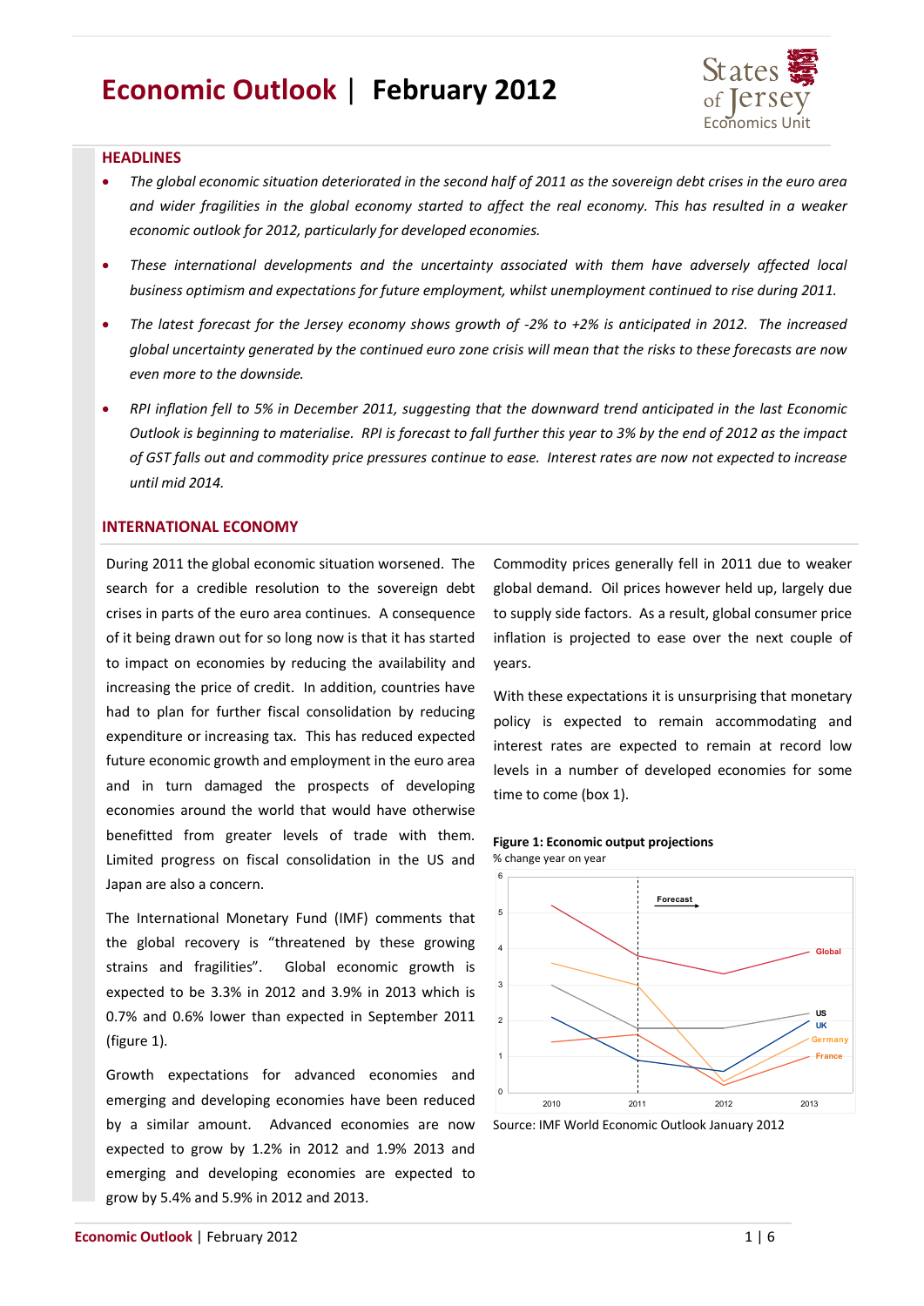# Economic Outlook | February 2012

States of Jersey
Economics Unit

## HEADLINES

- *The global economic situation deteriorated in the second half of 2011 as the sovereign debt crises in the euro area and wider fragilities in the global economy started to affect the real economy. This has resulted in a weaker economic outlook for 2012, particularly for developed economies.*
- *These international developments and the uncertainty associated with them have adversely affected local business optimism and expectations for future employment, whilst unemployment continued to rise during 2011.*
- *The latest forecast for the Jersey economy shows growth of -2% to +2% is anticipated in 2012. The increased global uncertainty generated by the continued euro zone crisis will mean that the risks to these forecasts are now even more to the downside.*
- *RPI inflation fell to 5% in December 2011, suggesting that the downward trend anticipated in the last Economic Outlook is beginning to materialise. RPI is forecast to fall further this year to 3% by the end of 2012 as the impact of GST falls out and commodity price pressures continue to ease. Interest rates are now not expected to increase until mid 2014.*

## INTERNATIONAL ECONOMY

During 2011 the global economic situation worsened. The search for a credible resolution to the sovereign debt crises in parts of the euro area continues. A consequence of it being drawn out for so long now is that it has started to impact on economies by reducing the availability and increasing the price of credit. In addition, countries have had to plan for further fiscal consolidation by reducing expenditure or increasing tax. This has reduced expected future economic growth and employment in the euro area and in turn damaged the prospects of developing economies around the world that would have otherwise benefitted from greater levels of trade with them. Limited progress on fiscal consolidation in the US and Japan are also a concern.

The International Monetary Fund (IMF) comments that the global recovery is "threatened by these growing strains and fragilities". Global economic growth is expected to be 3.3% in 2012 and 3.9% in 2013 which is 0.7% and 0.6% lower than expected in September 2011 (figure 1).

Growth expectations for advanced economies and emerging and developing economies have been reduced by a similar amount. Advanced economies are now expected to grow by 1.2% in 2012 and 1.9% 2013 and emerging and developing economies are expected to grow by 5.4% and 5.9% in 2012 and 2013.

Commodity prices generally fell in 2011 due to weaker global demand. Oil prices however held up, largely due to supply side factors. As a result, global consumer price inflation is projected to ease over the next couple of years.

With these expectations it is unsurprising that monetary policy is expected to remain accommodating and interest rates are expected to remain at record low levels in a number of developed economies for some time to come (box 1).

**Figure 1: Economic output projections**
% change year on year

Source: IMF World Economic Outlook January 2012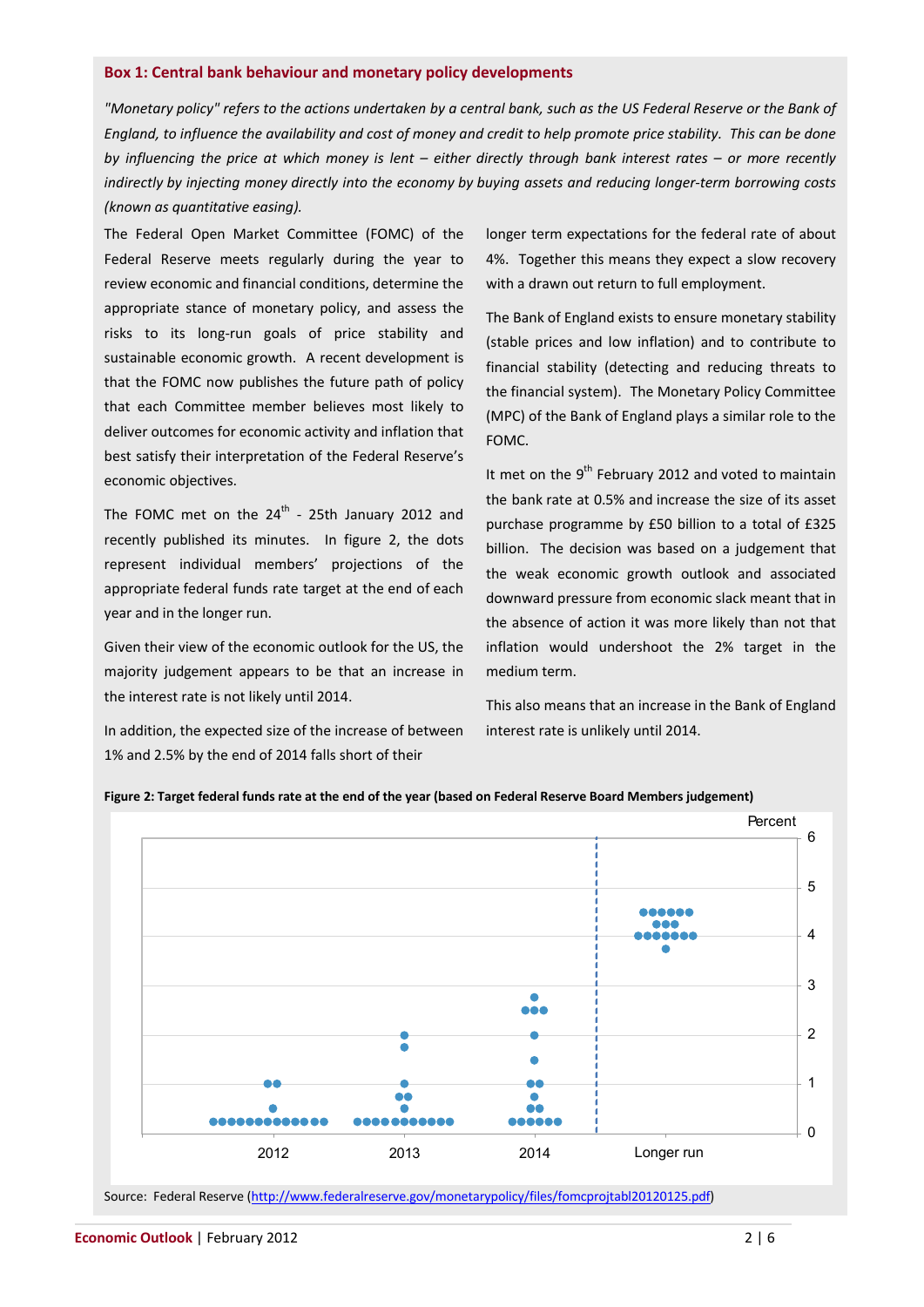### Box 1: Central bank behaviour and monetary policy developments

*"Monetary policy" refers to the actions undertaken by a central bank, such as the US Federal Reserve or the Bank of England, to influence the availability and cost of money and credit to help promote price stability. This can be done by influencing the price at which money is lent – either directly through bank interest rates – or more recently indirectly by injecting money directly into the economy by buying assets and reducing longer-term borrowing costs (known as quantitative easing).*

The Federal Open Market Committee (FOMC) of the Federal Reserve meets regularly during the year to review economic and financial conditions, determine the appropriate stance of monetary policy, and assess the risks to its long-run goals of price stability and sustainable economic growth. A recent development is that the FOMC now publishes the future path of policy that each Committee member believes most likely to deliver outcomes for economic activity and inflation that best satisfy their interpretation of the Federal Reserve's economic objectives.

The FOMC met on the 24th - 25th January 2012 and recently published its minutes. In figure 2, the dots represent individual members' projections of the appropriate federal funds rate target at the end of each year and in the longer run.

Given their view of the economic outlook for the US, the majority judgement appears to be that an increase in the interest rate is not likely until 2014.

In addition, the expected size of the increase of between 1% and 2.5% by the end of 2014 falls short of their longer term expectations for the federal rate of about 4%. Together this means they expect a slow recovery with a drawn out return to full employment.

The Bank of England exists to ensure monetary stability (stable prices and low inflation) and to contribute to financial stability (detecting and reducing threats to the financial system). The Monetary Policy Committee (MPC) of the Bank of England plays a similar role to the FOMC.

It met on the 9th February 2012 and voted to maintain the bank rate at 0.5% and increase the size of its asset purchase programme by £50 billion to a total of £325 billion. The decision was based on a judgement that the weak economic growth outlook and associated downward pressure from economic slack meant that in the absence of action it was more likely than not that inflation would undershoot the 2% target in the medium term.

This also means that an increase in the Bank of England interest rate is unlikely until 2014.

**Figure 2: Target federal funds rate at the end of the year (based on Federal Reserve Board Members judgement)**

Source: Federal Reserve (http://www.federalreserve.gov/monetarypolicy/files/fomcprojtabl20120125.pdf)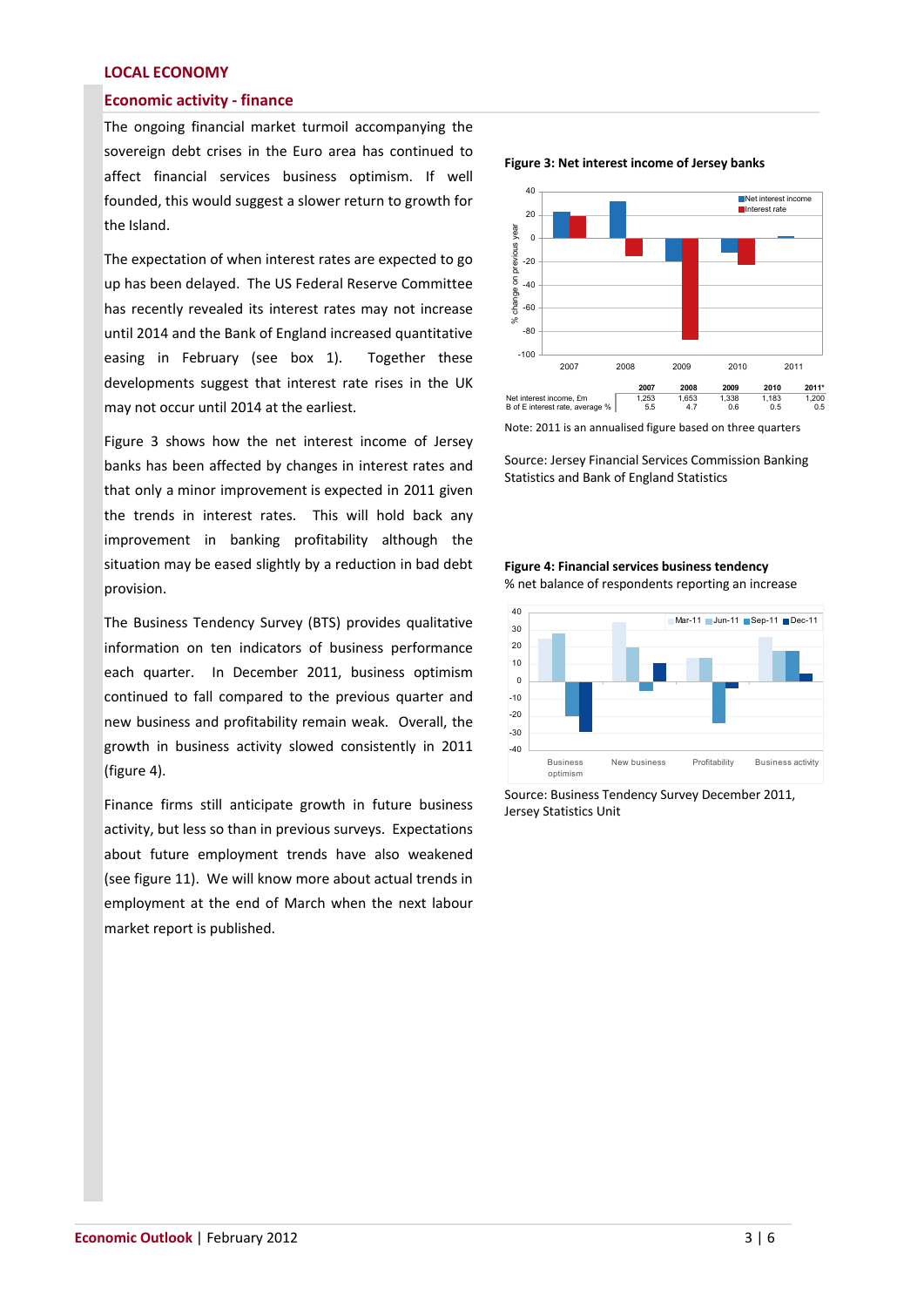## LOCAL ECONOMY

### Economic activity - finance

The ongoing financial market turmoil accompanying the sovereign debt crises in the Euro area has continued to affect financial services business optimism. If well founded, this would suggest a slower return to growth for the Island.

The expectation of when interest rates are expected to go up has been delayed. The US Federal Reserve Committee has recently revealed its interest rates may not increase until 2014 and the Bank of England increased quantitative easing in February (see box 1). Together these developments suggest that interest rate rises in the UK may not occur until 2014 at the earliest.

Figure 3 shows how the net interest income of Jersey banks has been affected by changes in interest rates and that only a minor improvement is expected in 2011 given the trends in interest rates. This will hold back any improvement in banking profitability although the situation may be eased slightly by a reduction in bad debt provision.

The Business Tendency Survey (BTS) provides qualitative information on ten indicators of business performance each quarter. In December 2011, business optimism continued to fall compared to the previous quarter and new business and profitability remain weak. Overall, the growth in business activity slowed consistently in 2011 (figure 4).

Finance firms still anticipate growth in future business activity, but less so than in previous surveys. Expectations about future employment trends have also weakened (see figure 11). We will know more about actual trends in employment at the end of March when the next labour market report is published.

**Figure 3: Net interest income of Jersey banks**

| | 2007 | 2008 | 2009 | 2010 | 2011* |
|---|---|---|---|---|---|
| Net interest income, £m | 1,253 | 1,653 | 1,338 | 1,183 | 1,200 |
| B of E interest rate, average % | 5.5 | 4.7 | 0.6 | 0.5 | 0.5 |

Note: 2011 is an annualised figure based on three quarters

Source: Jersey Financial Services Commission Banking Statistics and Bank of England Statistics

**Figure 4: Financial services business tendency**

% net balance of respondents reporting an increase

Source: Business Tendency Survey December 2011, Jersey Statistics Unit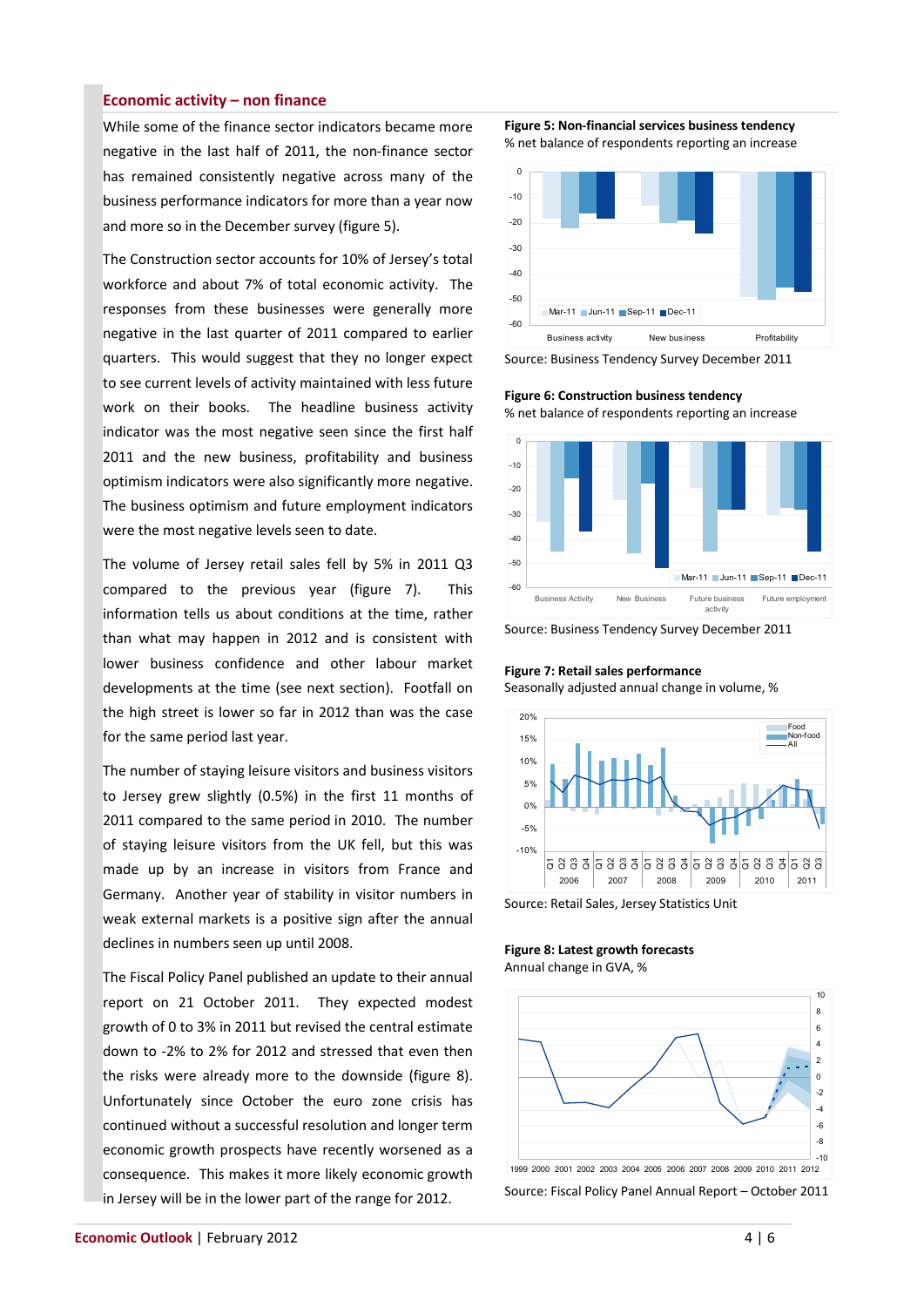## Economic activity – non finance

While some of the finance sector indicators became more negative in the last half of 2011, the non-finance sector has remained consistently negative across many of the business performance indicators for more than a year now and more so in the December survey (figure 5).

The Construction sector accounts for 10% of Jersey's total workforce and about 7% of total economic activity. The responses from these businesses were generally more negative in the last quarter of 2011 compared to earlier quarters. This would suggest that they no longer expect to see current levels of activity maintained with less future work on their books. The headline business activity indicator was the most negative seen since the first half 2011 and the new business, profitability and business optimism indicators were also significantly more negative. The business optimism and future employment indicators were the most negative levels seen to date.

The volume of Jersey retail sales fell by 5% in 2011 Q3 compared to the previous year (figure 7). This information tells us about conditions at the time, rather than what may happen in 2012 and is consistent with lower business confidence and other labour market developments at the time (see next section). Footfall on the high street is lower so far in 2012 than was the case for the same period last year.

The number of staying leisure visitors and business visitors to Jersey grew slightly (0.5%) in the first 11 months of 2011 compared to the same period in 2010. The number of staying leisure visitors from the UK fell, but this was made up by an increase in visitors from France and Germany. Another year of stability in visitor numbers in weak external markets is a positive sign after the annual declines in numbers seen up until 2008.

The Fiscal Policy Panel published an update to their annual report on 21 October 2011. They expected modest growth of 0 to 3% in 2011 but revised the central estimate down to -2% to 2% for 2012 and stressed that even then the risks were already more to the downside (figure 8). Unfortunately since October the euro zone crisis has continued without a successful resolution and longer term economic growth prospects have recently worsened as a consequence. This makes it more likely economic growth in Jersey will be in the lower part of the range for 2012.

**Figure 5: Non-financial services business tendency**
% net balance of respondents reporting an increase

Source: Business Tendency Survey December 2011

**Figure 6: Construction business tendency**
% net balance of respondents reporting an increase

Source: Business Tendency Survey December 2011

**Figure 7: Retail sales performance**
Seasonally adjusted annual change in volume, %

Source: Retail Sales, Jersey Statistics Unit

**Figure 8: Latest growth forecasts**
Annual change in GVA, %

Source: Fiscal Policy Panel Annual Report – October 2011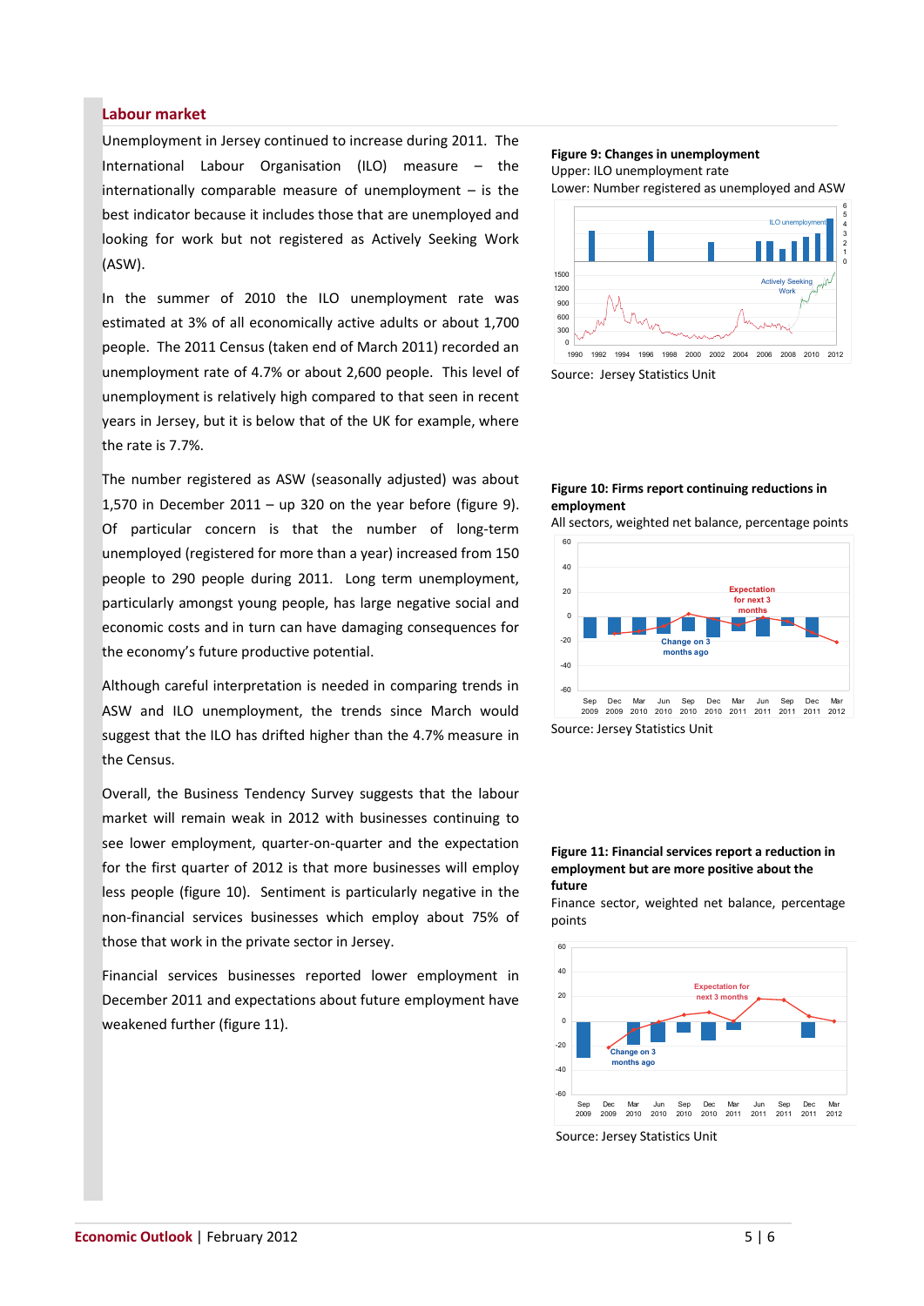## Labour market

Unemployment in Jersey continued to increase during 2011. The International Labour Organisation (ILO) measure – the internationally comparable measure of unemployment – is the best indicator because it includes those that are unemployed and looking for work but not registered as Actively Seeking Work (ASW).

In the summer of 2010 the ILO unemployment rate was estimated at 3% of all economically active adults or about 1,700 people. The 2011 Census (taken end of March 2011) recorded an unemployment rate of 4.7% or about 2,600 people. This level of unemployment is relatively high compared to that seen in recent years in Jersey, but it is below that of the UK for example, where the rate is 7.7%.

The number registered as ASW (seasonally adjusted) was about 1,570 in December 2011 – up 320 on the year before (figure 9). Of particular concern is that the number of long-term unemployed (registered for more than a year) increased from 150 people to 290 people during 2011. Long term unemployment, particularly amongst young people, has large negative social and economic costs and in turn can have damaging consequences for the economy's future productive potential.

Although careful interpretation is needed in comparing trends in ASW and ILO unemployment, the trends since March would suggest that the ILO has drifted higher than the 4.7% measure in the Census.

Overall, the Business Tendency Survey suggests that the labour market will remain weak in 2012 with businesses continuing to see lower employment, quarter-on-quarter and the expectation for the first quarter of 2012 is that more businesses will employ less people (figure 10). Sentiment is particularly negative in the non-financial services businesses which employ about 75% of those that work in the private sector in Jersey.

Financial services businesses reported lower employment in December 2011 and expectations about future employment have weakened further (figure 11).

**Figure 9: Changes in unemployment**
Upper: ILO unemployment rate
Lower: Number registered as unemployed and ASW

Source: Jersey Statistics Unit

**Figure 10: Firms report continuing reductions in employment**
All sectors, weighted net balance, percentage points

Source: Jersey Statistics Unit

**Figure 11: Financial services report a reduction in employment but are more positive about the future**
Finance sector, weighted net balance, percentage points

Source: Jersey Statistics Unit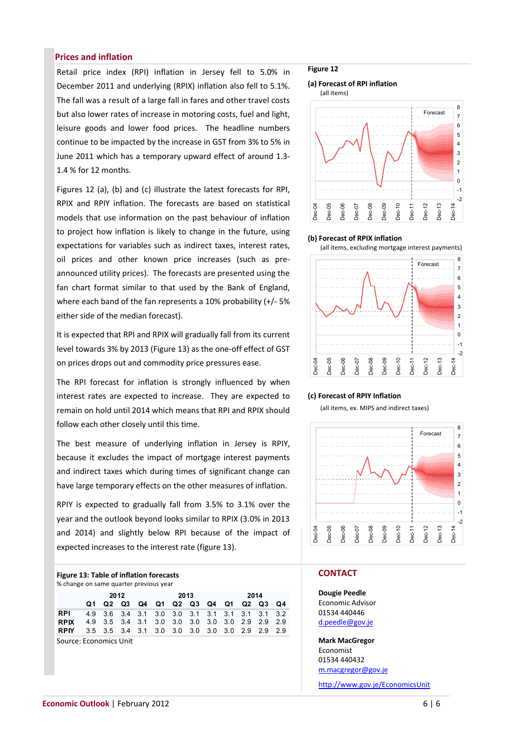## Prices and inflation

Retail price index (RPI) inflation in Jersey fell to 5.0% in December 2011 and underlying (RPIX) inflation also fell to 5.1%. The fall was a result of a large fall in fares and other travel costs but also lower rates of increase in motoring costs, fuel and light, leisure goods and lower food prices. The headline numbers continue to be impacted by the increase in GST from 3% to 5% in June 2011 which has a temporary upward effect of around 1.3-1.4 % for 12 months.

Figures 12 (a), (b) and (c) illustrate the latest forecasts for RPI, RPIX and RPIY inflation. The forecasts are based on statistical models that use information on the past behaviour of inflation to project how inflation is likely to change in the future, using expectations for variables such as indirect taxes, interest rates, oil prices and other known price increases (such as pre-announced utility prices). The forecasts are presented using the fan chart format similar to that used by the Bank of England, where each band of the fan represents a 10% probability (+/- 5% either side of the median forecast).

It is expected that RPI and RPIX will gradually fall from its current level towards 3% by 2013 (Figure 13) as the one-off effect of GST on prices drops out and commodity price pressures ease.

The RPI forecast for inflation is strongly influenced by when interest rates are expected to increase. They are expected to remain on hold until 2014 which means that RPI and RPIX should follow each other closely until this time.

The best measure of underlying inflation in Jersey is RPIY, because it excludes the impact of mortgage interest payments and indirect taxes which during times of significant change can have large temporary effects on the other measures of inflation.

RPIY is expected to gradually fall from 3.5% to 3.1% over the year and the outlook beyond looks similar to RPIX (3.0% in 2013 and 2014) and slightly below RPI because of the impact of expected increases to the interest rate (figure 13).

**Figure 13: Table of inflation forecasts**
% change on same quarter previous year

| | 2012 | | | | 2013 | | | | 2014 | | | |
|---|---|---|---|---|---|---|---|---|---|---|---|---|
| | Q1 | Q2 | Q3 | Q4 | Q1 | Q2 | Q3 | Q4 | Q1 | Q2 | Q3 | Q4 |
| **RPI** | 4.9 | 3.6 | 3.4 | 3.1 | 3.0 | 3.0 | 3.1 | 3.1 | 3.1 | 3.1 | 3.1 | 3.2 |
| **RPIX** | 4.9 | 3.5 | 3.4 | 3.1 | 3.0 | 3.0 | 3.0 | 3.0 | 3.0 | 2.9 | 2.9 | 2.9 |
| **RPIY** | 3.5 | 3.5 | 3.4 | 3.1 | 3.0 | 3.0 | 3.0 | 3.0 | 3.0 | 2.9 | 2.9 | 2.9 |

Source: Economics Unit

**Figure 12**

**(a) Forecast of RPI inflation**
(all items)

Forecast
8 7 6 5 4 3 2 1 0 -1 -2
Dec-04 Dec-05 Dec-06 Dec-07 Dec-08 Dec-09 Dec-10 Dec-11 Dec-12 Dec-13 Dec-14

**(b) Forecast of RPIX inflation**
(all items, excluding mortgage interest payments)

Forecast
8 7 6 5 4 3 2 1 0 -1 -2
Dec-04 Dec-05 Dec-06 Dec-07 Dec-08 Dec-09 Dec-10 Dec-11 Dec-12 Dec-13 Dec-14

**(c) Forecast of RPIY Inflation**
(all items, ex. MIPS and indirect taxes)

Forecast
8 7 6 5 4 3 2 1 0 -1 -2
Dec-04 Dec-05 Dec-06 Dec-07 Dec-08 Dec-09 Dec-10 Dec-11 Dec-12 Dec-13 Dec-14

## CONTACT

**Dougie Peedle**
Economic Advisor
01534 440446
d.peedle@gov.je

**Mark MacGregor**
Economist
01534 440432
m.macgregor@gov.je

http://www.gov.je/EconomicsUnit